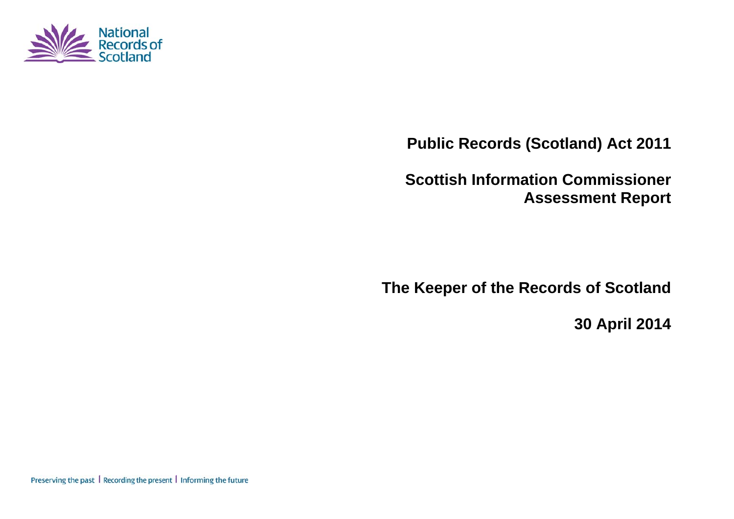National Records of Scotland

# Public Records (Scotland) Act 2011

## Scottish Information Commissioner Assessment Report

## The Keeper of the Records of Scotland

**30 April 2014**

Preserving the past | Recording the present | Informing the future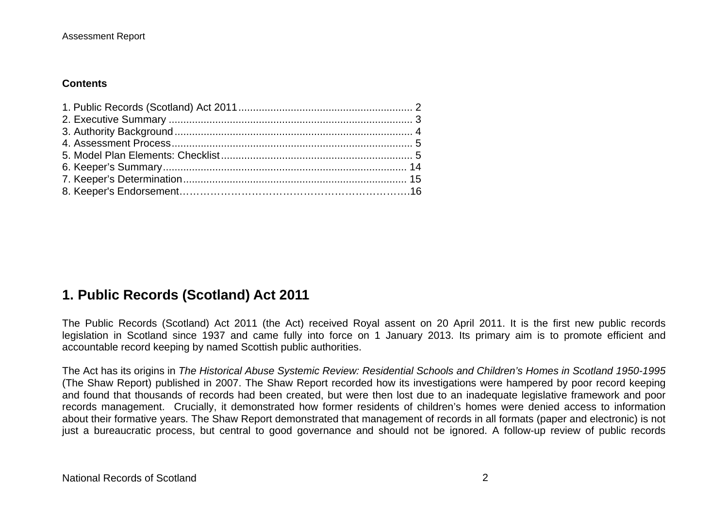**Contents**

1. Public Records (Scotland) Act 2011 .......................................................... 2
2. Executive Summary .................................................................................. 3
3. Authority Background ............................................................................... 4
4. Assessment Process ................................................................................. 5
5. Model Plan Elements: Checklist ............................................................... 5
6. Keeper's Summary .................................................................................. 14
7. Keeper's Determination .......................................................................... 15
8. Keeper's Endorsement……………………………………………………….16

## 1. Public Records (Scotland) Act 2011

The Public Records (Scotland) Act 2011 (the Act) received Royal assent on 20 April 2011. It is the first new public records legislation in Scotland since 1937 and came fully into force on 1 January 2013. Its primary aim is to promote efficient and accountable record keeping by named Scottish public authorities.

The Act has its origins in *The Historical Abuse Systemic Review: Residential Schools and Children's Homes in Scotland 1950-1995* (The Shaw Report) published in 2007. The Shaw Report recorded how its investigations were hampered by poor record keeping and found that thousands of records had been created, but were then lost due to an inadequate legislative framework and poor records management. Crucially, it demonstrated how former residents of children's homes were denied access to information about their formative years. The Shaw Report demonstrated that management of records in all formats (paper and electronic) is not just a bureaucratic process, but central to good governance and should not be ignored. A follow-up review of public records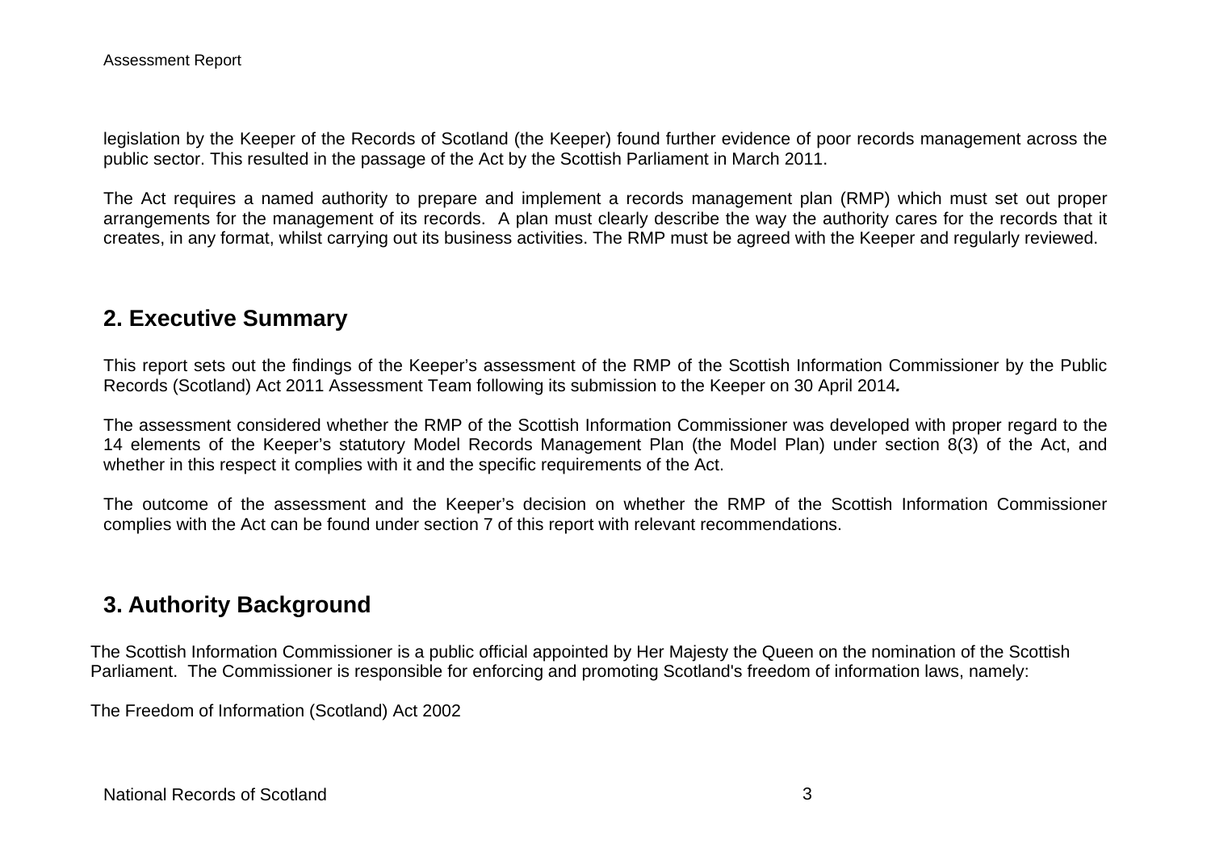legislation by the Keeper of the Records of Scotland (the Keeper) found further evidence of poor records management across the public sector. This resulted in the passage of the Act by the Scottish Parliament in March 2011.

The Act requires a named authority to prepare and implement a records management plan (RMP) which must set out proper arrangements for the management of its records. A plan must clearly describe the way the authority cares for the records that it creates, in any format, whilst carrying out its business activities. The RMP must be agreed with the Keeper and regularly reviewed.

## 2. Executive Summary

This report sets out the findings of the Keeper's assessment of the RMP of the Scottish Information Commissioner by the Public Records (Scotland) Act 2011 Assessment Team following its submission to the Keeper on 30 April 2014***.***

The assessment considered whether the RMP of the Scottish Information Commissioner was developed with proper regard to the 14 elements of the Keeper's statutory Model Records Management Plan (the Model Plan) under section 8(3) of the Act, and whether in this respect it complies with it and the specific requirements of the Act.

The outcome of the assessment and the Keeper's decision on whether the RMP of the Scottish Information Commissioner complies with the Act can be found under section 7 of this report with relevant recommendations.

## 3. Authority Background

The Scottish Information Commissioner is a public official appointed by Her Majesty the Queen on the nomination of the Scottish Parliament. The Commissioner is responsible for enforcing and promoting Scotland's freedom of information laws, namely:

The Freedom of Information (Scotland) Act 2002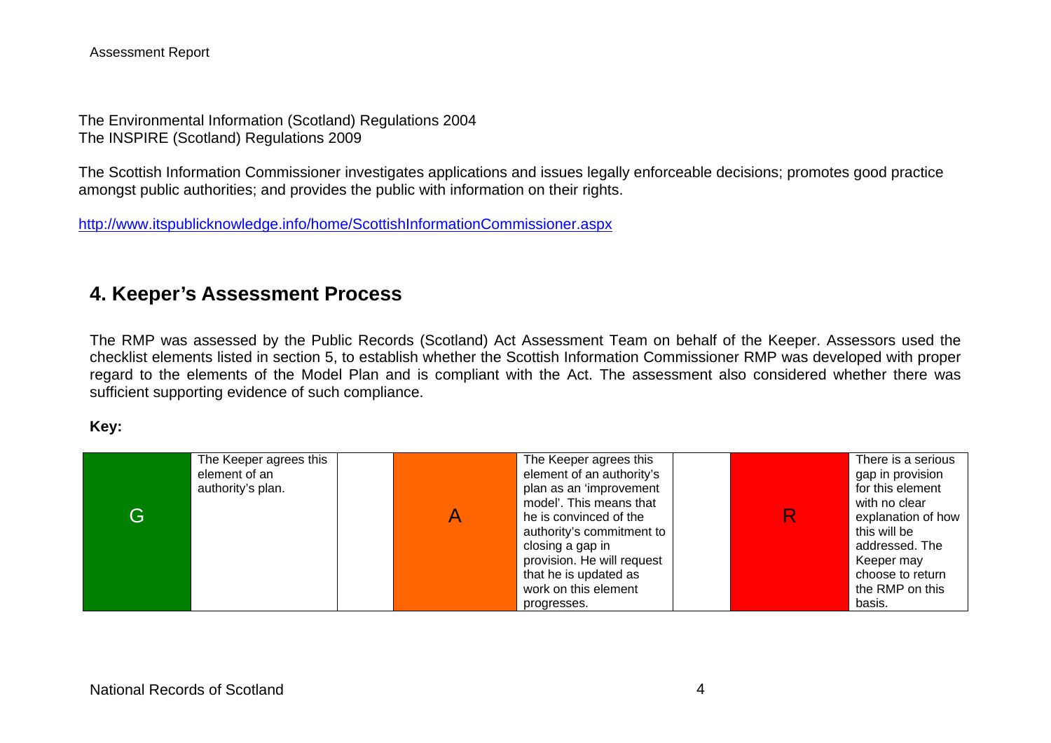The Environmental Information (Scotland) Regulations 2004
The INSPIRE (Scotland) Regulations 2009

The Scottish Information Commissioner investigates applications and issues legally enforceable decisions; promotes good practice amongst public authorities; and provides the public with information on their rights.

http://www.itspublicknowledge.info/home/ScottishInformationCommissioner.aspx

## 4. Keeper's Assessment Process

The RMP was assessed by the Public Records (Scotland) Act Assessment Team on behalf of the Keeper. Assessors used the checklist elements listed in section 5, to establish whether the Scottish Information Commissioner RMP was developed with proper regard to the elements of the Model Plan and is compliant with the Act. The assessment also considered whether there was sufficient supporting evidence of such compliance.

**Key:**

| G | The Keeper agrees this element of an authority's plan. | | A | The Keeper agrees this element of an authority's plan as an 'improvement model'. This means that he is convinced of the authority's commitment to closing a gap in provision. He will request that he is updated as work on this element progresses. | | R | There is a serious gap in provision for this element with no clear explanation of how this will be addressed. The Keeper may choose to return the RMP on this basis. |
|---|---|---|---|---|---|---|---|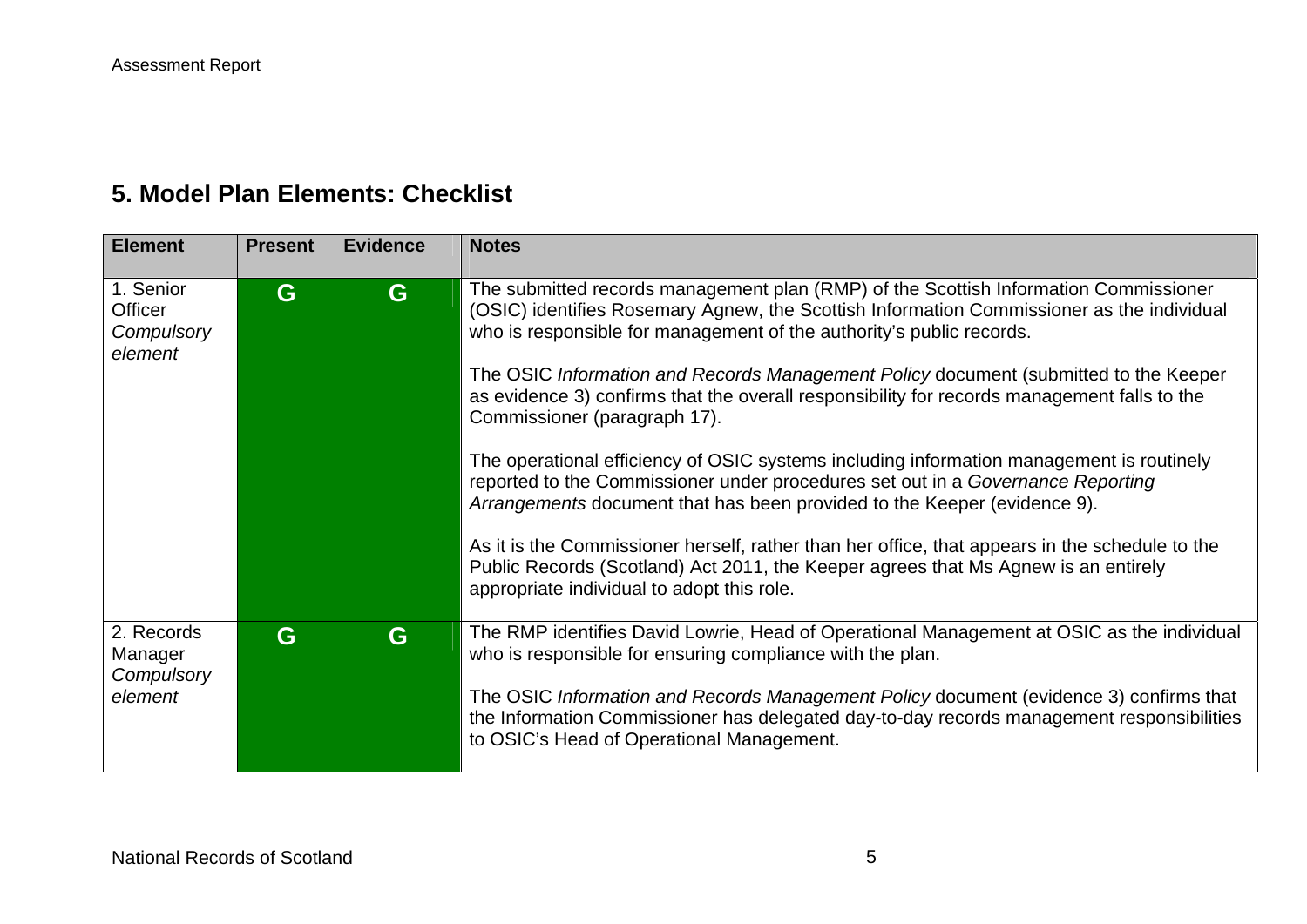## 5. Model Plan Elements: Checklist

| Element | Present | Evidence | Notes |
|---|---|---|---|
| 1. Senior Officer *Compulsory element* | G | G | The submitted records management plan (RMP) of the Scottish Information Commissioner (OSIC) identifies Rosemary Agnew, the Scottish Information Commissioner as the individual who is responsible for management of the authority's public records.<br><br>The OSIC *Information and Records Management Policy* document (submitted to the Keeper as evidence 3) confirms that the overall responsibility for records management falls to the Commissioner (paragraph 17).<br><br>The operational efficiency of OSIC systems including information management is routinely reported to the Commissioner under procedures set out in a *Governance Reporting Arrangements* document that has been provided to the Keeper (evidence 9).<br><br>As it is the Commissioner herself, rather than her office, that appears in the schedule to the Public Records (Scotland) Act 2011, the Keeper agrees that Ms Agnew is an entirely appropriate individual to adopt this role. |
| 2. Records Manager *Compulsory element* | G | G | The RMP identifies David Lowrie, Head of Operational Management at OSIC as the individual who is responsible for ensuring compliance with the plan.<br><br>The OSIC *Information and Records Management Policy* document (evidence 3) confirms that the Information Commissioner has delegated day-to-day records management responsibilities to OSIC's Head of Operational Management. |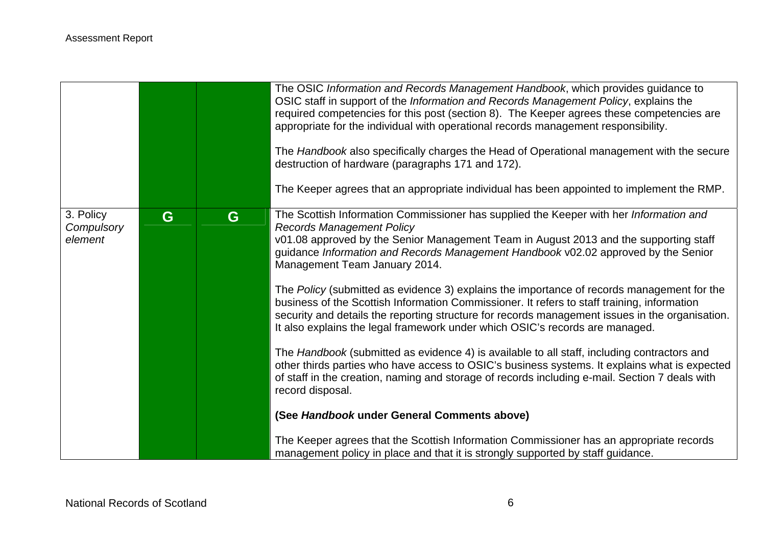| | | | |
|---|---|---|---|
| | | | The OSIC *Information and Records Management Handbook*, which provides guidance to OSIC staff in support of the *Information and Records Management Policy*, explains the required competencies for this post (section 8). The Keeper agrees these competencies are appropriate for the individual with operational records management responsibility.<br><br>The *Handbook* also specifically charges the Head of Operational management with the secure destruction of hardware (paragraphs 171 and 172).<br><br>The Keeper agrees that an appropriate individual has been appointed to implement the RMP. |
| 3. Policy *Compulsory element* | G | G | The Scottish Information Commissioner has supplied the Keeper with her *Information and Records Management Policy* v01.08 approved by the Senior Management Team in August 2013 and the supporting staff guidance *Information and Records Management Handbook* v02.02 approved by the Senior Management Team January 2014.<br><br>The *Policy* (submitted as evidence 3) explains the importance of records management for the business of the Scottish Information Commissioner. It refers to staff training, information security and details the reporting structure for records management issues in the organisation. It also explains the legal framework under which OSIC's records are managed.<br><br>The *Handbook* (submitted as evidence 4) is available to all staff, including contractors and other thirds parties who have access to OSIC's business systems. It explains what is expected of staff in the creation, naming and storage of records including e-mail. Section 7 deals with record disposal.<br><br>**(See *Handbook* under General Comments above)**<br><br>The Keeper agrees that the Scottish Information Commissioner has an appropriate records management policy in place and that it is strongly supported by staff guidance. |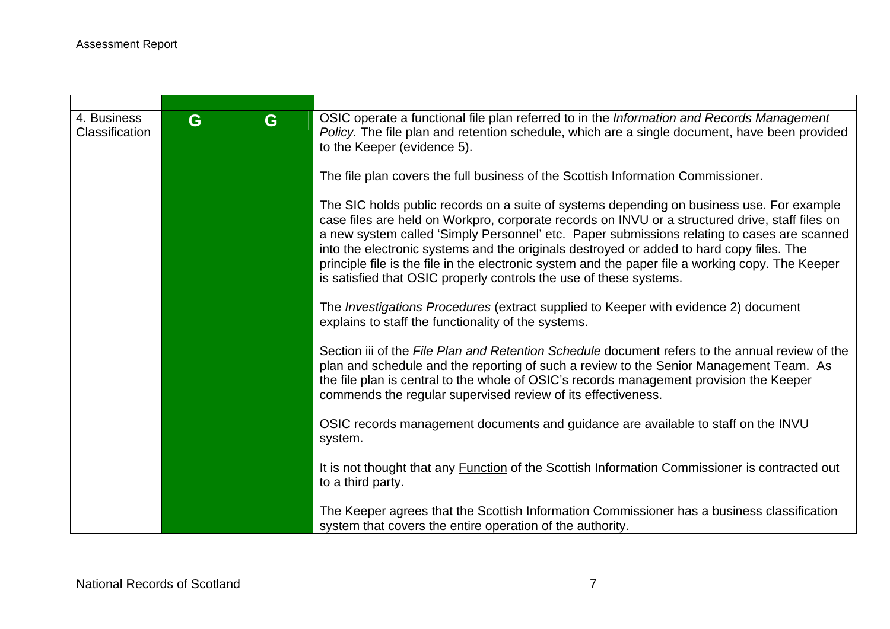| | | | |
|---|---|---|---|
| 4. Business Classification | G | G | OSIC operate a functional file plan referred to in the *Information and Records Management Policy.* The file plan and retention schedule, which are a single document, have been provided to the Keeper (evidence 5).<br><br>The file plan covers the full business of the Scottish Information Commissioner.<br><br>The SIC holds public records on a suite of systems depending on business use. For example case files are held on Workpro, corporate records on INVU or a structured drive, staff files on a new system called 'Simply Personnel' etc. Paper submissions relating to cases are scanned into the electronic systems and the originals destroyed or added to hard copy files. The principle file is the file in the electronic system and the paper file a working copy. The Keeper is satisfied that OSIC properly controls the use of these systems.<br><br>The *Investigations Procedures* (extract supplied to Keeper with evidence 2) document explains to staff the functionality of the systems.<br><br>Section iii of the *File Plan and Retention Schedule* document refers to the annual review of the plan and schedule and the reporting of such a review to the Senior Management Team. As the file plan is central to the whole of OSIC's records management provision the Keeper commends the regular supervised review of its effectiveness.<br><br>OSIC records management documents and guidance are available to staff on the INVU system.<br><br>It is not thought that any <u>Function</u> of the Scottish Information Commissioner is contracted out to a third party.<br><br>The Keeper agrees that the Scottish Information Commissioner has a business classification system that covers the entire operation of the authority. |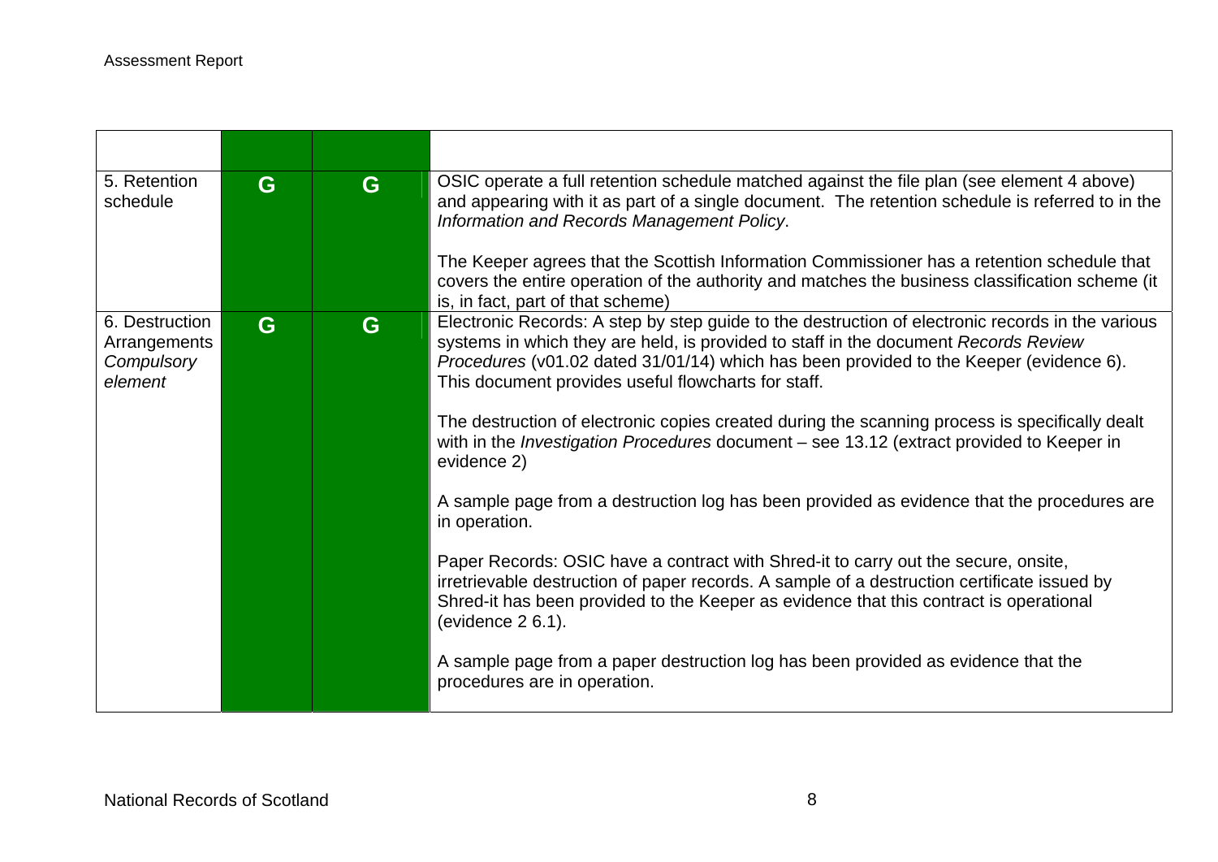| | | | |
|---|---|---|---|
| 5. Retention schedule | G | G | OSIC operate a full retention schedule matched against the file plan (see element 4 above) and appearing with it as part of a single document. The retention schedule is referred to in the *Information and Records Management Policy*.<br><br>The Keeper agrees that the Scottish Information Commissioner has a retention schedule that covers the entire operation of the authority and matches the business classification scheme (it is, in fact, part of that scheme) |
| 6. Destruction Arrangements *Compulsory element* | G | G | Electronic Records: A step by step guide to the destruction of electronic records in the various systems in which they are held, is provided to staff in the document *Records Review Procedures* (v01.02 dated 31/01/14) which has been provided to the Keeper (evidence 6). This document provides useful flowcharts for staff.<br><br>The destruction of electronic copies created during the scanning process is specifically dealt with in the *Investigation Procedures* document – see 13.12 (extract provided to Keeper in evidence 2)<br><br>A sample page from a destruction log has been provided as evidence that the procedures are in operation.<br><br>Paper Records: OSIC have a contract with Shred-it to carry out the secure, onsite, irretrievable destruction of paper records. A sample of a destruction certificate issued by Shred-it has been provided to the Keeper as evidence that this contract is operational (evidence 2 6.1).<br><br>A sample page from a paper destruction log has been provided as evidence that the procedures are in operation. |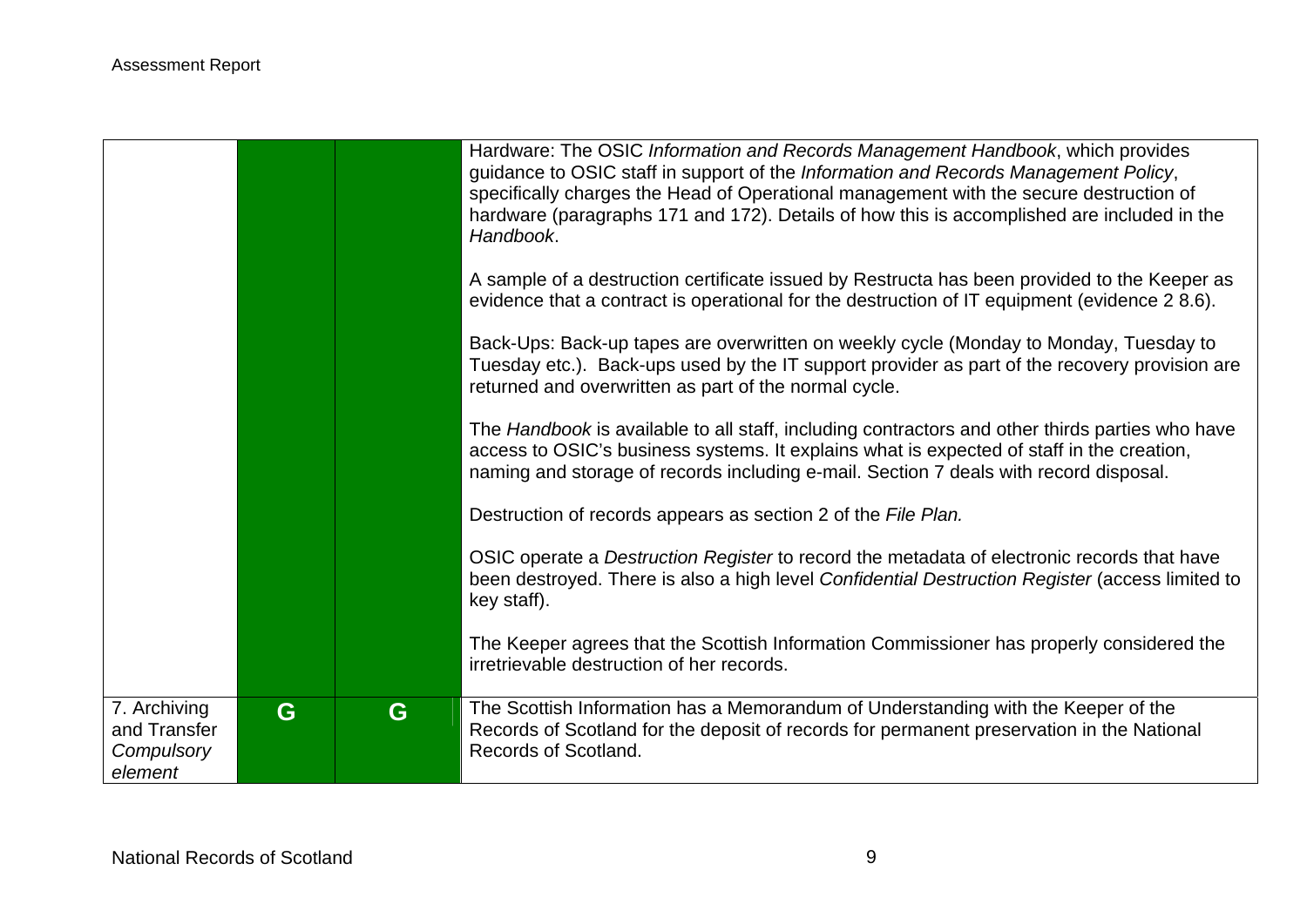| | | | |
|---|---|---|---|
| | | | Hardware: The OSIC *Information and Records Management Handbook*, which provides guidance to OSIC staff in support of the *Information and Records Management Policy*, specifically charges the Head of Operational management with the secure destruction of hardware (paragraphs 171 and 172). Details of how this is accomplished are included in the *Handbook*.<br><br>A sample of a destruction certificate issued by Restructa has been provided to the Keeper as evidence that a contract is operational for the destruction of IT equipment (evidence 2 8.6).<br><br>Back-Ups: Back-up tapes are overwritten on weekly cycle (Monday to Monday, Tuesday to Tuesday etc.). Back-ups used by the IT support provider as part of the recovery provision are returned and overwritten as part of the normal cycle.<br><br>The *Handbook* is available to all staff, including contractors and other thirds parties who have access to OSIC's business systems. It explains what is expected of staff in the creation, naming and storage of records including e-mail. Section 7 deals with record disposal.<br><br>Destruction of records appears as section 2 of the *File Plan.*<br><br>OSIC operate a *Destruction Register* to record the metadata of electronic records that have been destroyed. There is also a high level *Confidential Destruction Register* (access limited to key staff).<br><br>The Keeper agrees that the Scottish Information Commissioner has properly considered the irretrievable destruction of her records. |
| 7. Archiving and Transfer *Compulsory element* | G | G | The Scottish Information has a Memorandum of Understanding with the Keeper of the Records of Scotland for the deposit of records for permanent preservation in the National Records of Scotland. |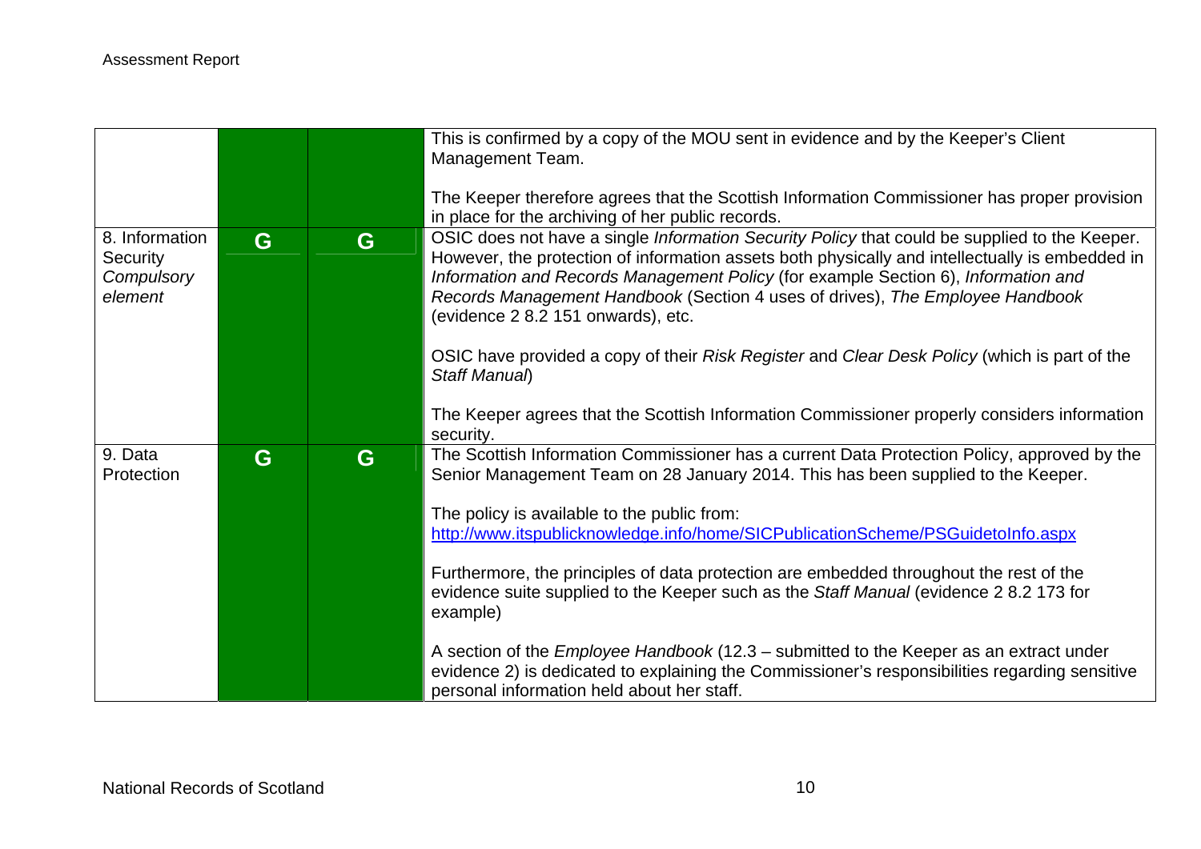| | | | |
|---|---|---|---|
| | | | This is confirmed by a copy of the MOU sent in evidence and by the Keeper's Client Management Team.<br><br>The Keeper therefore agrees that the Scottish Information Commissioner has proper provision in place for the archiving of her public records. |
| 8. Information Security *Compulsory element* | G | G | OSIC does not have a single *Information Security Policy* that could be supplied to the Keeper. However, the protection of information assets both physically and intellectually is embedded in *Information and Records Management Policy* (for example Section 6), *Information and Records Management Handbook* (Section 4 uses of drives), *The Employee Handbook* (evidence 2 8.2 151 onwards), etc.<br><br>OSIC have provided a copy of their *Risk Register* and *Clear Desk Policy* (which is part of the *Staff Manual*)<br><br>The Keeper agrees that the Scottish Information Commissioner properly considers information security. |
| 9. Data Protection | G | G | The Scottish Information Commissioner has a current Data Protection Policy, approved by the Senior Management Team on 28 January 2014. This has been supplied to the Keeper.<br><br>The policy is available to the public from: http://www.itspublicknowledge.info/home/SICPublicationScheme/PSGuidetoInfo.aspx<br><br>Furthermore, the principles of data protection are embedded throughout the rest of the evidence suite supplied to the Keeper such as the *Staff Manual* (evidence 2 8.2 173 for example)<br><br>A section of the *Employee Handbook* (12.3 – submitted to the Keeper as an extract under evidence 2) is dedicated to explaining the Commissioner's responsibilities regarding sensitive personal information held about her staff. |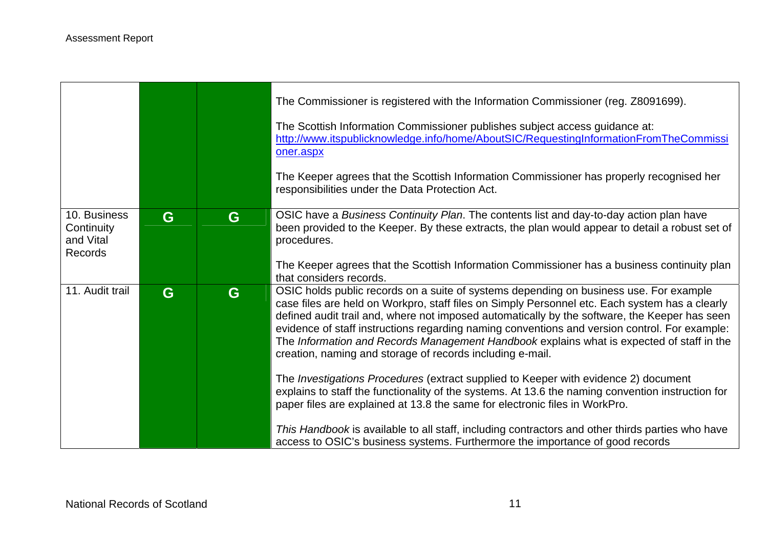| | | | |
|---|---|---|---|
| | | | The Commissioner is registered with the Information Commissioner (reg. Z8091699).<br><br>The Scottish Information Commissioner publishes subject access guidance at: http://www.itspublicknowledge.info/home/AboutSIC/RequestingInformationFromTheCommissioner.aspx<br><br>The Keeper agrees that the Scottish Information Commissioner has properly recognised her responsibilities under the Data Protection Act. |
| 10. Business Continuity and Vital Records | G | G | OSIC have a *Business Continuity Plan*. The contents list and day-to-day action plan have been provided to the Keeper. By these extracts, the plan would appear to detail a robust set of procedures.<br><br>The Keeper agrees that the Scottish Information Commissioner has a business continuity plan that considers records. |
| 11. Audit trail | G | G | OSIC holds public records on a suite of systems depending on business use. For example case files are held on Workpro, staff files on Simply Personnel etc. Each system has a clearly defined audit trail and, where not imposed automatically by the software, the Keeper has seen evidence of staff instructions regarding naming conventions and version control. For example: The *Information and Records Management Handbook* explains what is expected of staff in the creation, naming and storage of records including e-mail.<br><br>The *Investigations Procedures* (extract supplied to Keeper with evidence 2) document explains to staff the functionality of the systems. At 13.6 the naming convention instruction for paper files are explained at 13.8 the same for electronic files in WorkPro.<br><br>*This Handbook* is available to all staff, including contractors and other thirds parties who have access to OSIC's business systems. Furthermore the importance of good records |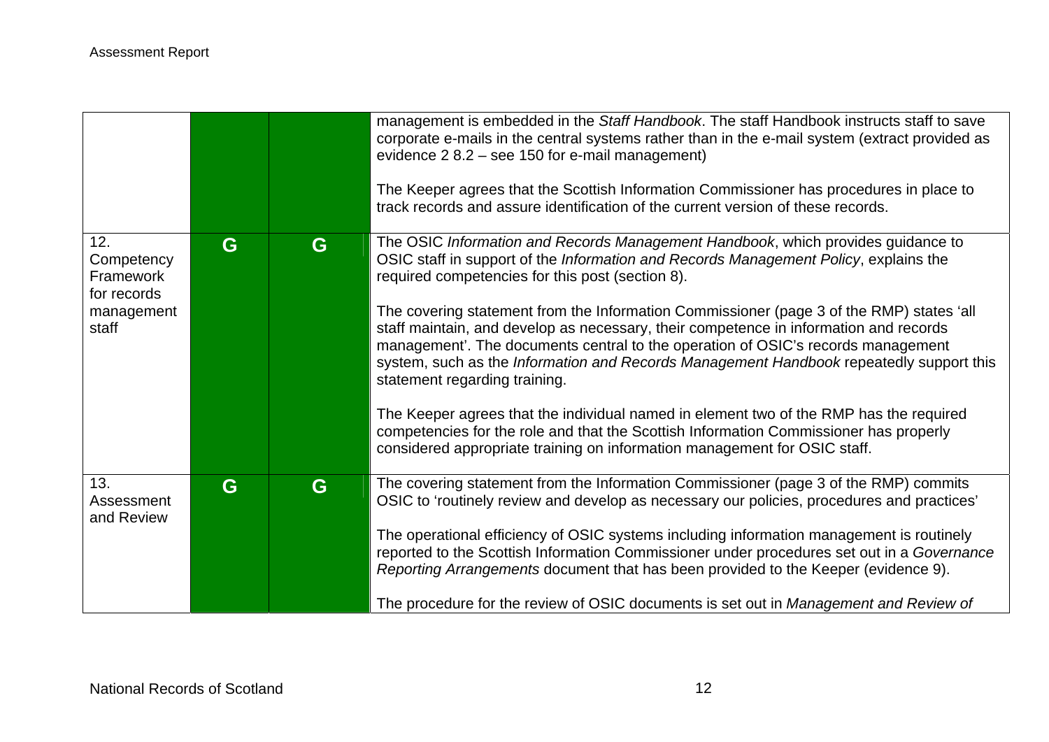| | | | |
|---|---|---|---|
| | | | management is embedded in the *Staff Handbook*. The staff Handbook instructs staff to save corporate e-mails in the central systems rather than in the e-mail system (extract provided as evidence 2 8.2 – see 150 for e-mail management)<br><br>The Keeper agrees that the Scottish Information Commissioner has procedures in place to track records and assure identification of the current version of these records. |
| 12. Competency Framework for records management staff | G | G | The OSIC *Information and Records Management Handbook*, which provides guidance to OSIC staff in support of the *Information and Records Management Policy*, explains the required competencies for this post (section 8).<br><br>The covering statement from the Information Commissioner (page 3 of the RMP) states 'all staff maintain, and develop as necessary, their competence in information and records management'. The documents central to the operation of OSIC's records management system, such as the *Information and Records Management Handbook* repeatedly support this statement regarding training.<br><br>The Keeper agrees that the individual named in element two of the RMP has the required competencies for the role and that the Scottish Information Commissioner has properly considered appropriate training on information management for OSIC staff. |
| 13. Assessment and Review | G | G | The covering statement from the Information Commissioner (page 3 of the RMP) commits OSIC to 'routinely review and develop as necessary our policies, procedures and practices'<br><br>The operational efficiency of OSIC systems including information management is routinely reported to the Scottish Information Commissioner under procedures set out in a *Governance Reporting Arrangements* document that has been provided to the Keeper (evidence 9).<br><br>The procedure for the review of OSIC documents is set out in *Management and Review of* |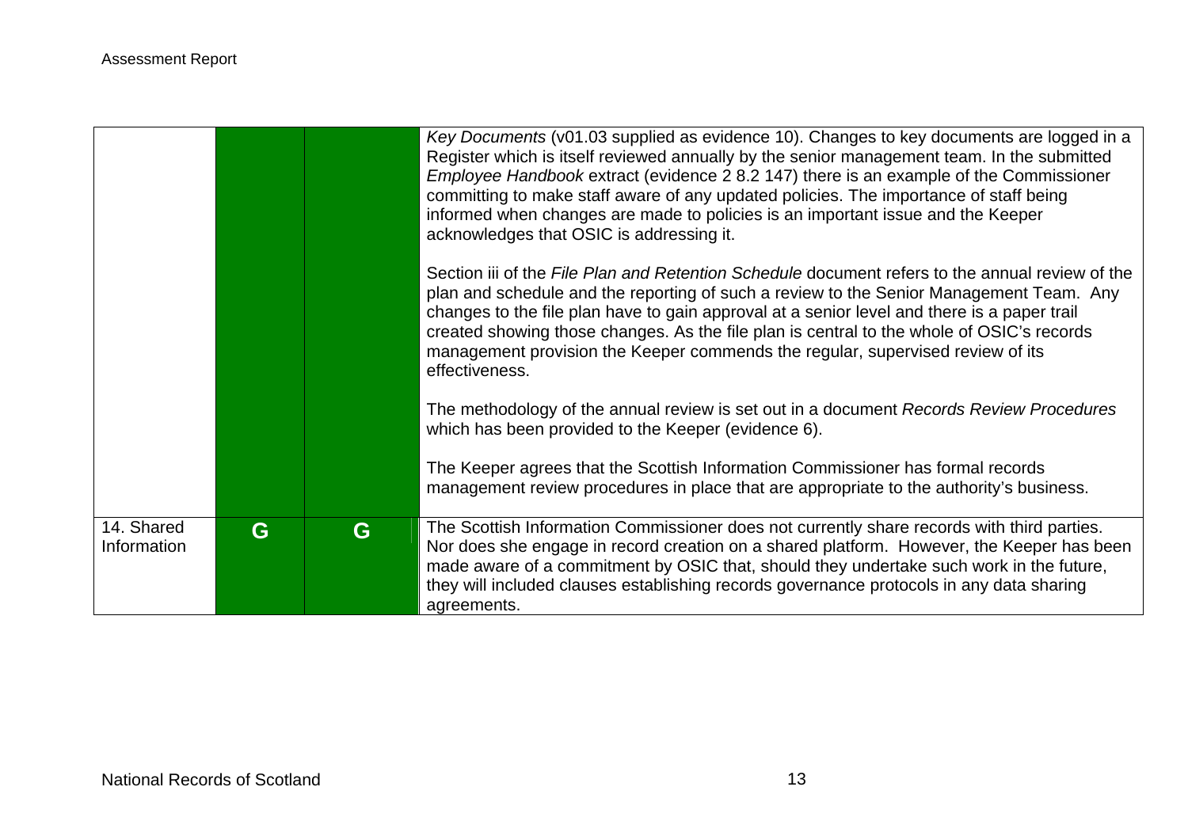|  |  |  |  |
|---|---|---|---|
|  |  |  | *Key Documents* (v01.03 supplied as evidence 10). Changes to key documents are logged in a Register which is itself reviewed annually by the senior management team. In the submitted *Employee Handbook* extract (evidence 2 8.2 147) there is an example of the Commissioner committing to make staff aware of any updated policies. The importance of staff being informed when changes are made to policies is an important issue and the Keeper acknowledges that OSIC is addressing it.<br><br>Section iii of the *File Plan and Retention Schedule* document refers to the annual review of the plan and schedule and the reporting of such a review to the Senior Management Team. Any changes to the file plan have to gain approval at a senior level and there is a paper trail created showing those changes. As the file plan is central to the whole of OSIC's records management provision the Keeper commends the regular, supervised review of its effectiveness.<br><br>The methodology of the annual review is set out in a document *Records Review Procedures* which has been provided to the Keeper (evidence 6).<br><br>The Keeper agrees that the Scottish Information Commissioner has formal records management review procedures in place that are appropriate to the authority's business. |
| 14. Shared Information | G | G | The Scottish Information Commissioner does not currently share records with third parties. Nor does she engage in record creation on a shared platform. However, the Keeper has been made aware of a commitment by OSIC that, should they undertake such work in the future, they will included clauses establishing records governance protocols in any data sharing agreements. |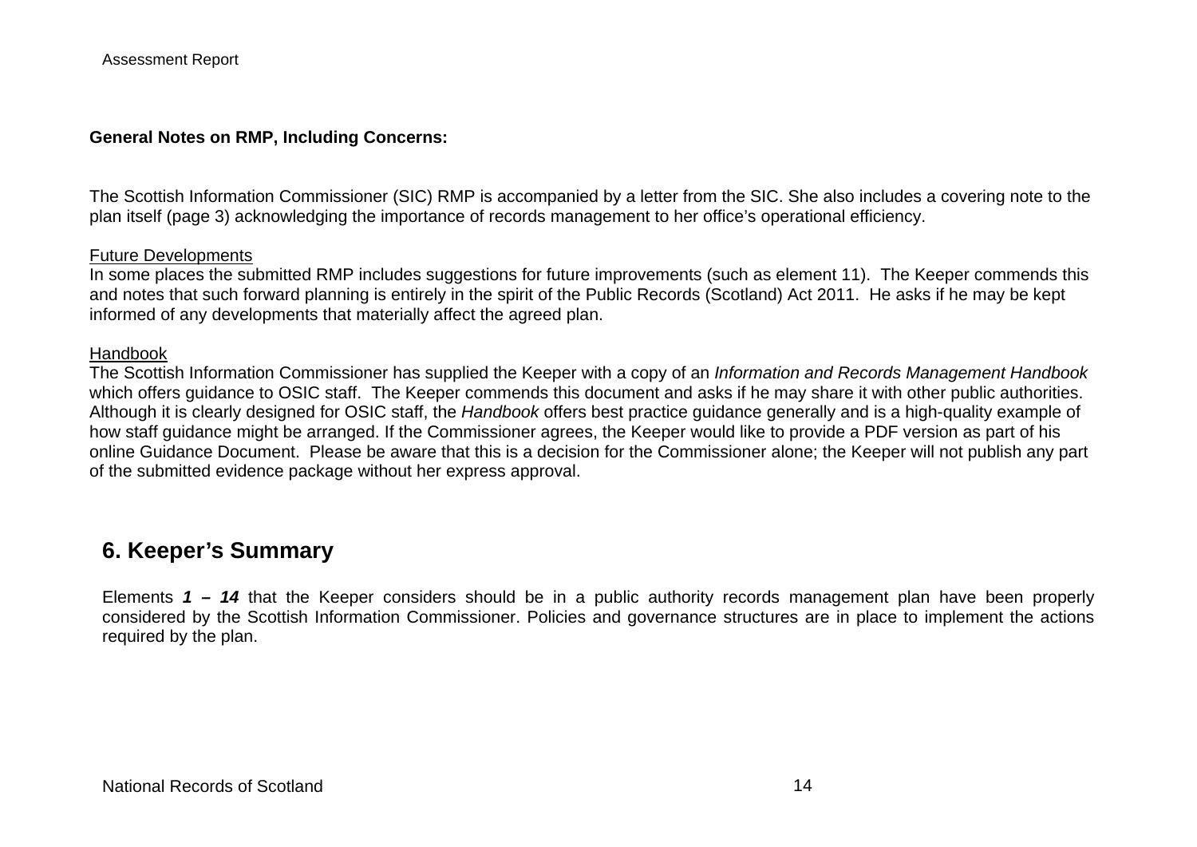**General Notes on RMP, Including Concerns:**

The Scottish Information Commissioner (SIC) RMP is accompanied by a letter from the SIC. She also includes a covering note to the plan itself (page 3) acknowledging the importance of records management to her office's operational efficiency.

Future Developments

In some places the submitted RMP includes suggestions for future improvements (such as element 11). The Keeper commends this and notes that such forward planning is entirely in the spirit of the Public Records (Scotland) Act 2011. He asks if he may be kept informed of any developments that materially affect the agreed plan.

Handbook

The Scottish Information Commissioner has supplied the Keeper with a copy of an *Information and Records Management Handbook* which offers guidance to OSIC staff. The Keeper commends this document and asks if he may share it with other public authorities. Although it is clearly designed for OSIC staff, the *Handbook* offers best practice guidance generally and is a high-quality example of how staff guidance might be arranged. If the Commissioner agrees, the Keeper would like to provide a PDF version as part of his online Guidance Document. Please be aware that this is a decision for the Commissioner alone; the Keeper will not publish any part of the submitted evidence package without her express approval.

## 6. Keeper's Summary

Elements ***1 – 14*** that the Keeper considers should be in a public authority records management plan have been properly considered by the Scottish Information Commissioner. Policies and governance structures are in place to implement the actions required by the plan.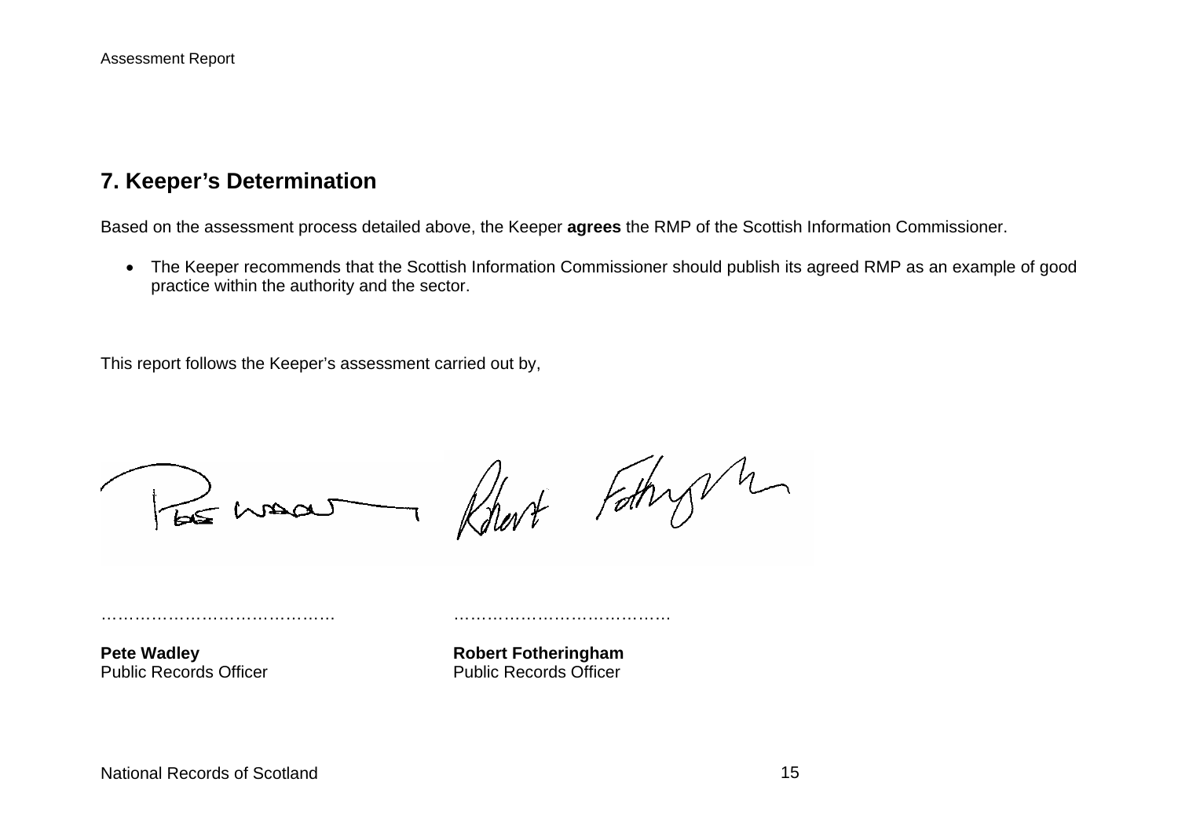## 7. Keeper's Determination

Based on the assessment process detailed above, the Keeper **agrees** the RMP of the Scottish Information Commissioner.

- The Keeper recommends that the Scottish Information Commissioner should publish its agreed RMP as an example of good practice within the authority and the sector.

This report follows the Keeper's assessment carried out by,

…………………………………… …………………………………

**Pete Wadley**
Public Records Officer

**Robert Fotheringham**
Public Records Officer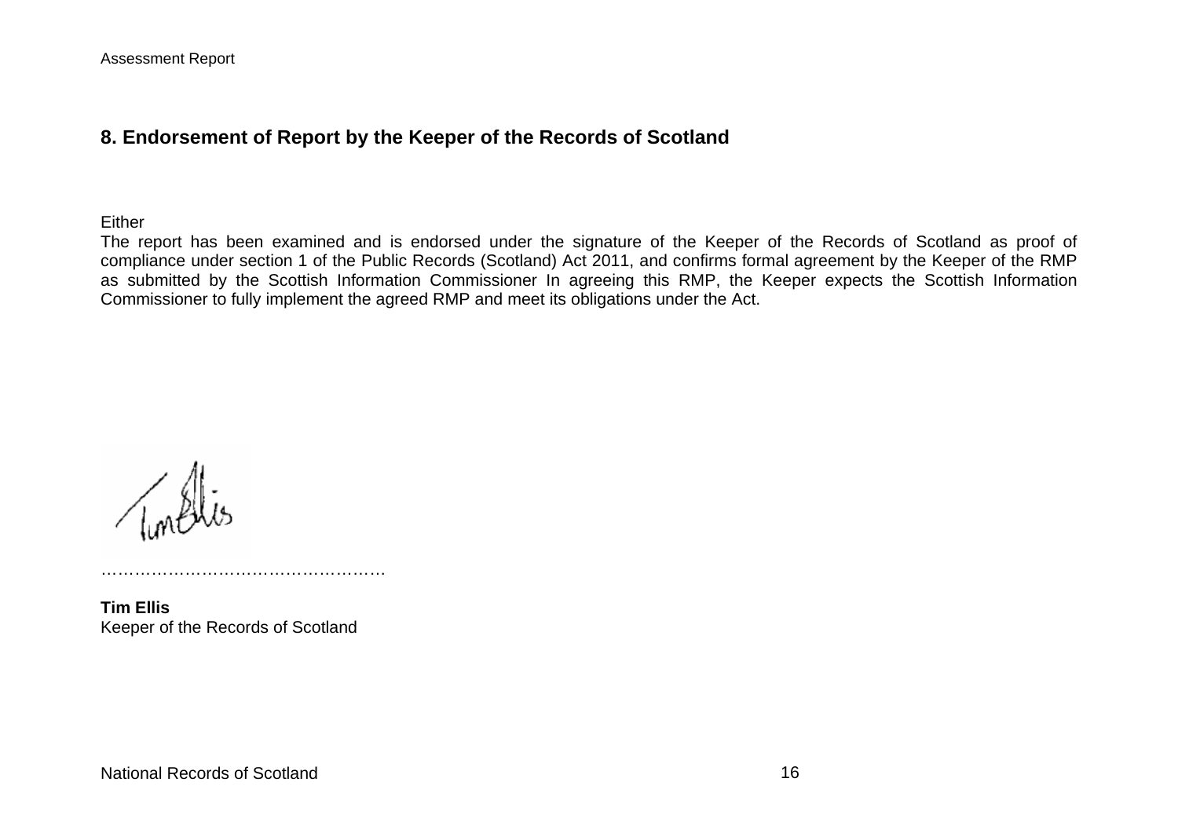## 8. Endorsement of Report by the Keeper of the Records of Scotland

Either

The report has been examined and is endorsed under the signature of the Keeper of the Records of Scotland as proof of compliance under section 1 of the Public Records (Scotland) Act 2011, and confirms formal agreement by the Keeper of the RMP as submitted by the Scottish Information Commissioner In agreeing this RMP, the Keeper expects the Scottish Information Commissioner to fully implement the agreed RMP and meet its obligations under the Act.

……………………………………………

**Tim Ellis**
Keeper of the Records of Scotland